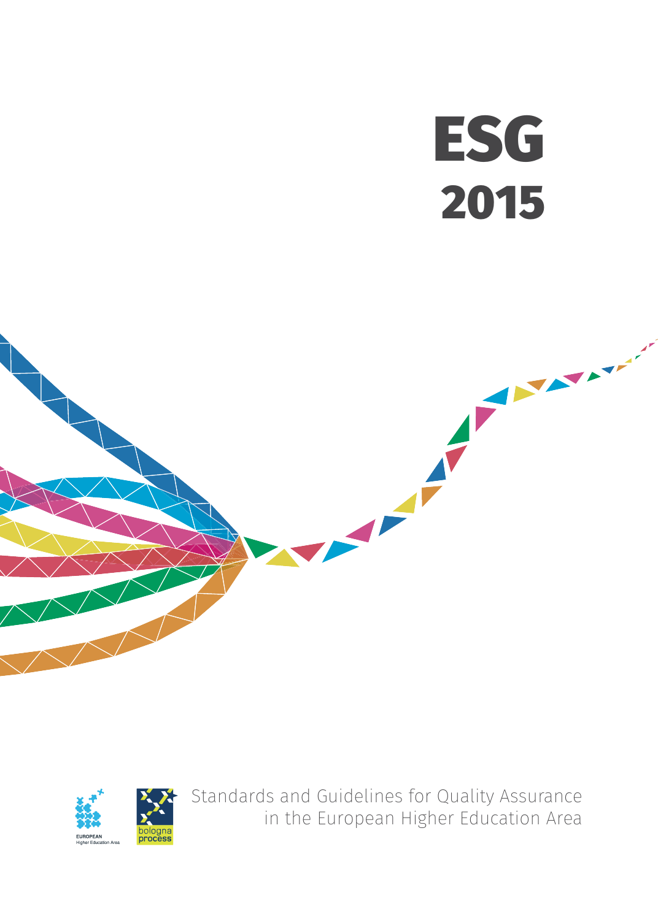# ESG 2015

EUROPEAN Higher Education Area

bologna process

Standards and Guidelines for Quality Assurance in the European Higher Education Area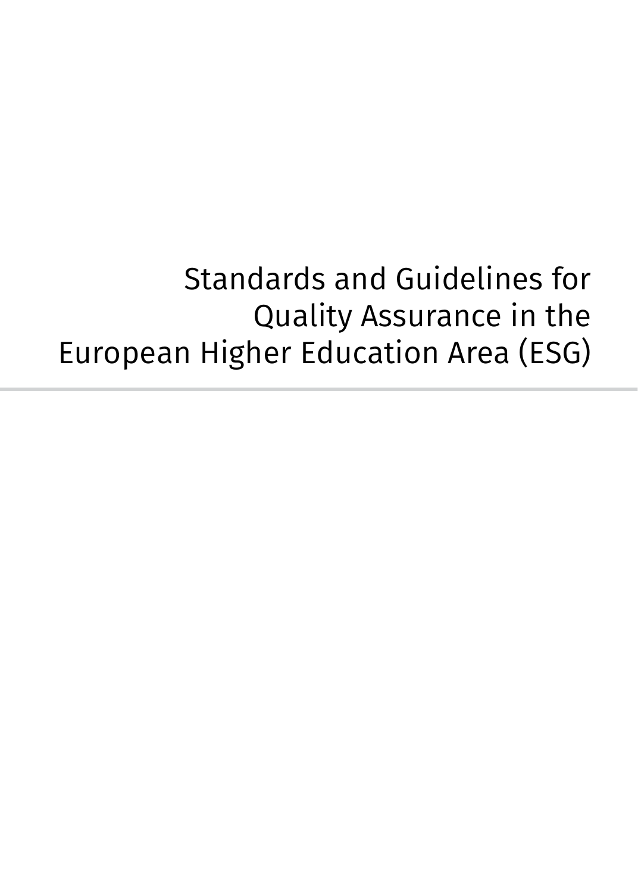# Standards and Guidelines for Quality Assurance in the European Higher Education Area (ESG)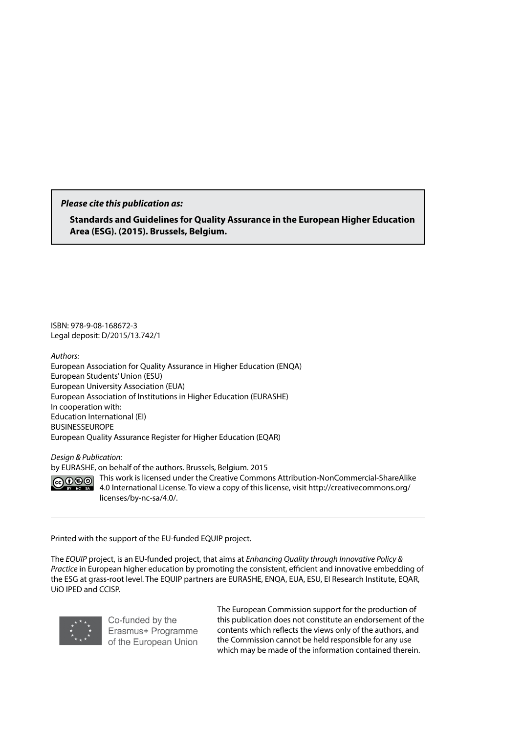***Please cite this publication as:***

**Standards and Guidelines for Quality Assurance in the European Higher Education Area (ESG). (2015). Brussels, Belgium.**

ISBN: 978-9-08-168672-3
Legal deposit: D/2015/13.742/1

*Authors:*
European Association for Quality Assurance in Higher Education (ENQA)
European Students' Union (ESU)
European University Association (EUA)
European Association of Institutions in Higher Education (EURASHE)
In cooperation with:
Education International (EI)
BUSINESSEUROPE
European Quality Assurance Register for Higher Education (EQAR)

*Design & Publication:*
by EURASHE, on behalf of the authors. Brussels, Belgium. 2015

This work is licensed under the Creative Commons Attribution-NonCommercial-ShareAlike 4.0 International License. To view a copy of this license, visit http://creativecommons.org/licenses/by-nc-sa/4.0/.

---

Printed with the support of the EU-funded EQUIP project.

The *EQUIP* project, is an EU-funded project, that aims at *Enhancing Quality through Innovative Policy & Practice* in European higher education by promoting the consistent, efficient and innovative embedding of the ESG at grass-root level. The EQUIP partners are EURASHE, ENQA, EUA, ESU, EI Research Institute, EQAR, UiO IPED and CCISP.

Co-funded by the Erasmus+ Programme of the European Union

The European Commission support for the production of this publication does not constitute an endorsement of the contents which reflects the views only of the authors, and the Commission cannot be held responsible for any use which may be made of the information contained therein.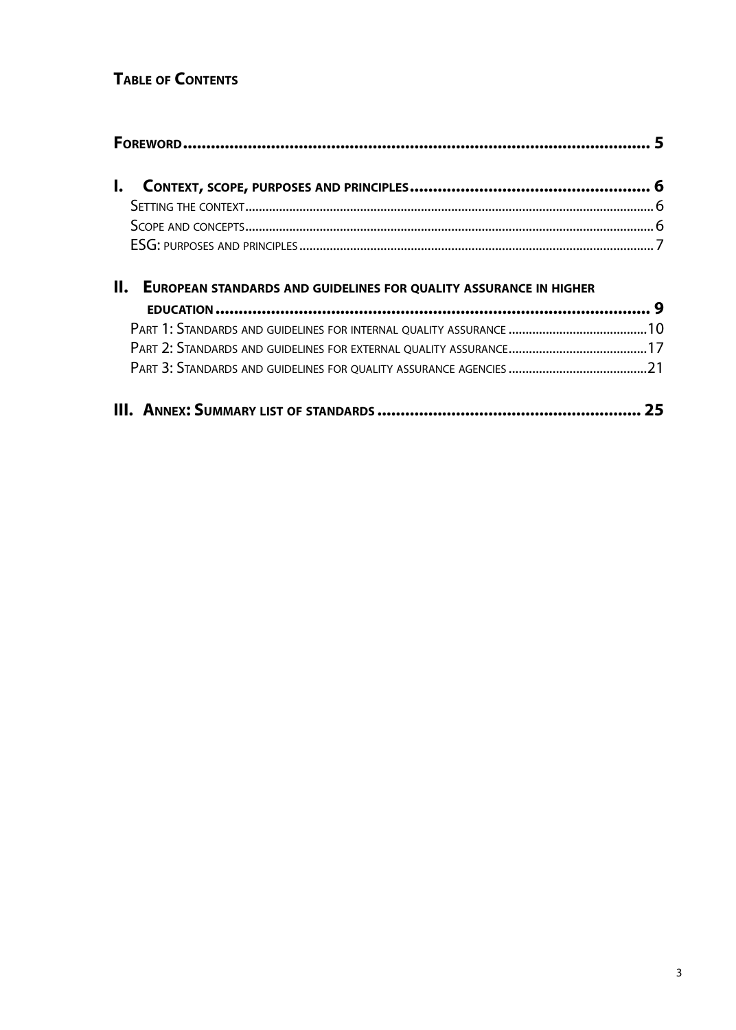## Table of Contents

**Foreword** ..................................................... 5

**I. Context, scope, purposes and principles** ..................................................... 6

- Setting the context ..................................................... 6
- Scope and concepts ..................................................... 6
- ESG: purposes and principles ..................................................... 7

**II. European standards and guidelines for quality assurance in higher education** ..................................................... 9

- Part 1: Standards and guidelines for internal quality assurance ..................................................... 10
- Part 2: Standards and guidelines for external quality assurance ..................................................... 17
- Part 3: Standards and guidelines for quality assurance agencies ..................................................... 21

**III. Annex: Summary list of standards** ..................................................... 25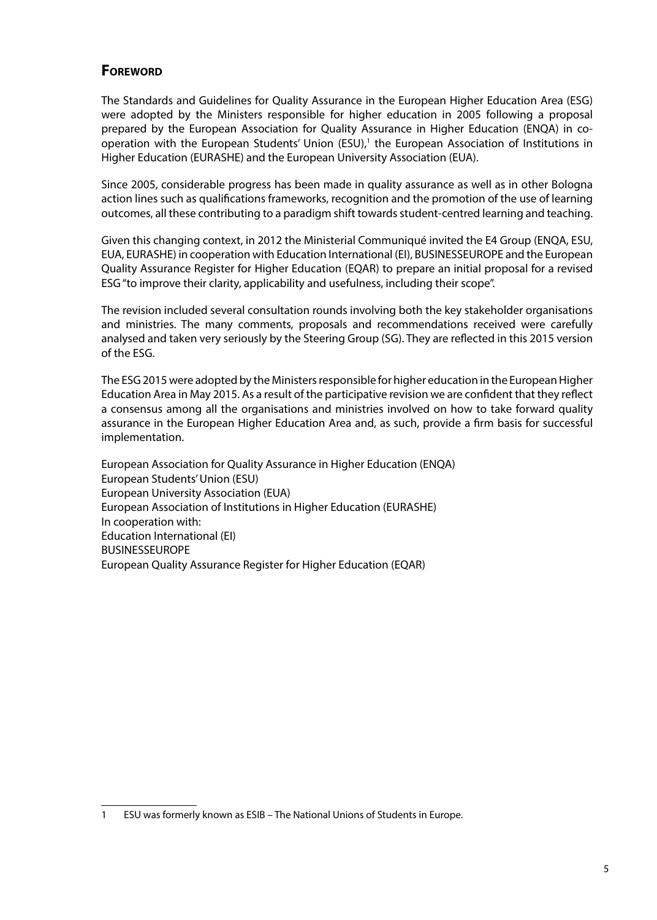## Foreword

The Standards and Guidelines for Quality Assurance in the European Higher Education Area (ESG) were adopted by the Ministers responsible for higher education in 2005 following a proposal prepared by the European Association for Quality Assurance in Higher Education (ENQA) in co-operation with the European Students' Union (ESU),[1] the European Association of Institutions in Higher Education (EURASHE) and the European University Association (EUA).

Since 2005, considerable progress has been made in quality assurance as well as in other Bologna action lines such as qualifications frameworks, recognition and the promotion of the use of learning outcomes, all these contributing to a paradigm shift towards student-centred learning and teaching.

Given this changing context, in 2012 the Ministerial Communiqué invited the E4 Group (ENQA, ESU, EUA, EURASHE) in cooperation with Education International (EI), BUSINESSEUROPE and the European Quality Assurance Register for Higher Education (EQAR) to prepare an initial proposal for a revised ESG "to improve their clarity, applicability and usefulness, including their scope".

The revision included several consultation rounds involving both the key stakeholder organisations and ministries. The many comments, proposals and recommendations received were carefully analysed and taken very seriously by the Steering Group (SG). They are reflected in this 2015 version of the ESG.

The ESG 2015 were adopted by the Ministers responsible for higher education in the European Higher Education Area in May 2015. As a result of the participative revision we are confident that they reflect a consensus among all the organisations and ministries involved on how to take forward quality assurance in the European Higher Education Area and, as such, provide a firm basis for successful implementation.

European Association for Quality Assurance in Higher Education (ENQA)
European Students' Union (ESU)
European University Association (EUA)
European Association of Institutions in Higher Education (EURASHE)
In cooperation with:
Education International (EI)
BUSINESSEUROPE
European Quality Assurance Register for Higher Education (EQAR)

---

1 ESU was formerly known as ESIB – The National Unions of Students in Europe.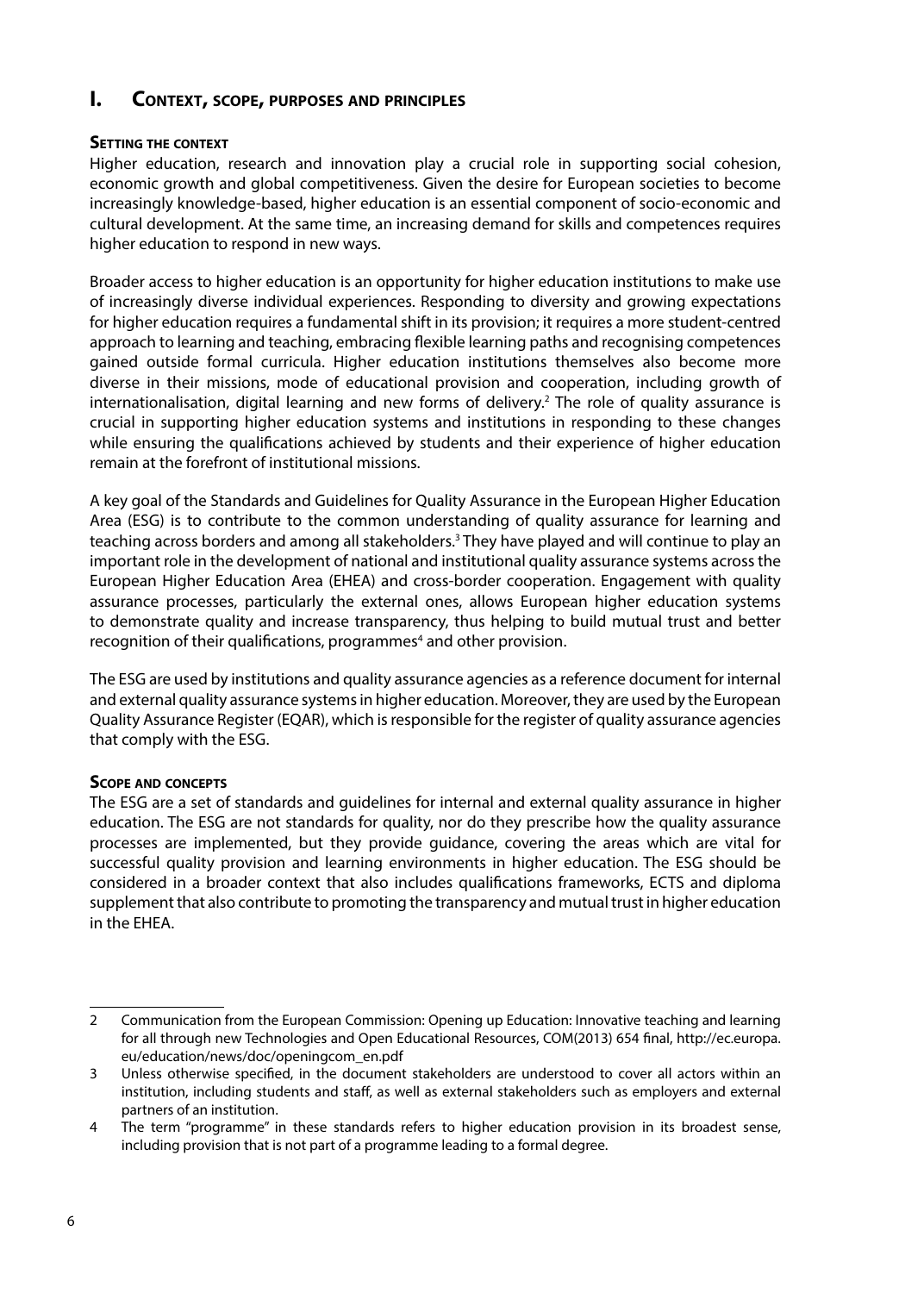# I. Context, scope, purposes and principles

## Setting the context

Higher education, research and innovation play a crucial role in supporting social cohesion, economic growth and global competitiveness. Given the desire for European societies to become increasingly knowledge-based, higher education is an essential component of socio-economic and cultural development. At the same time, an increasing demand for skills and competences requires higher education to respond in new ways.

Broader access to higher education is an opportunity for higher education institutions to make use of increasingly diverse individual experiences. Responding to diversity and growing expectations for higher education requires a fundamental shift in its provision; it requires a more student-centred approach to learning and teaching, embracing flexible learning paths and recognising competences gained outside formal curricula. Higher education institutions themselves also become more diverse in their missions, mode of educational provision and cooperation, including growth of internationalisation, digital learning and new forms of delivery.[2] The role of quality assurance is crucial in supporting higher education systems and institutions in responding to these changes while ensuring the qualifications achieved by students and their experience of higher education remain at the forefront of institutional missions.

A key goal of the Standards and Guidelines for Quality Assurance in the European Higher Education Area (ESG) is to contribute to the common understanding of quality assurance for learning and teaching across borders and among all stakeholders.[3] They have played and will continue to play an important role in the development of national and institutional quality assurance systems across the European Higher Education Area (EHEA) and cross-border cooperation. Engagement with quality assurance processes, particularly the external ones, allows European higher education systems to demonstrate quality and increase transparency, thus helping to build mutual trust and better recognition of their qualifications, programmes[4] and other provision.

The ESG are used by institutions and quality assurance agencies as a reference document for internal and external quality assurance systems in higher education. Moreover, they are used by the European Quality Assurance Register (EQAR), which is responsible for the register of quality assurance agencies that comply with the ESG.

## Scope and concepts

The ESG are a set of standards and guidelines for internal and external quality assurance in higher education. The ESG are not standards for quality, nor do they prescribe how the quality assurance processes are implemented, but they provide guidance, covering the areas which are vital for successful quality provision and learning environments in higher education. The ESG should be considered in a broader context that also includes qualifications frameworks, ECTS and diploma supplement that also contribute to promoting the transparency and mutual trust in higher education in the EHEA.

---

2 Communication from the European Commission: Opening up Education: Innovative teaching and learning for all through new Technologies and Open Educational Resources, COM(2013) 654 final, http://ec.europa.eu/education/news/doc/openingcom_en.pdf

3 Unless otherwise specified, in the document stakeholders are understood to cover all actors within an institution, including students and staff, as well as external stakeholders such as employers and external partners of an institution.

4 The term "programme" in these standards refers to higher education provision in its broadest sense, including provision that is not part of a programme leading to a formal degree.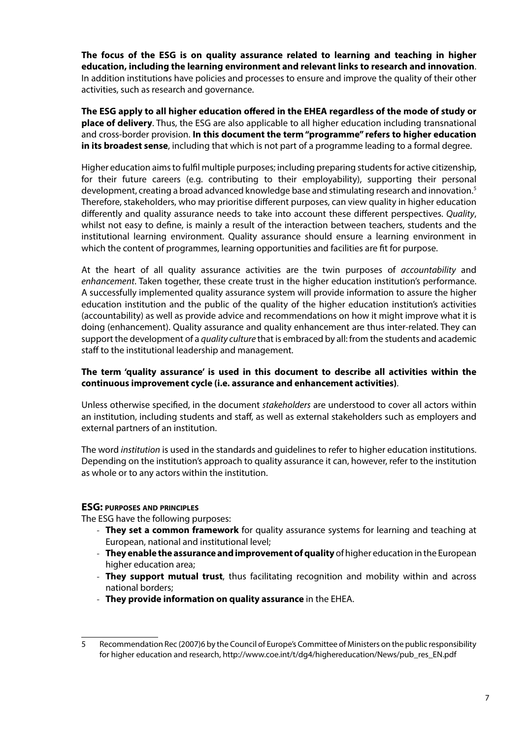**The focus of the ESG is on quality assurance related to learning and teaching in higher education, including the learning environment and relevant links to research and innovation**. In addition institutions have policies and processes to ensure and improve the quality of their other activities, such as research and governance.

**The ESG apply to all higher education offered in the EHEA regardless of the mode of study or place of delivery**. Thus, the ESG are also applicable to all higher education including transnational and cross-border provision. **In this document the term "programme" refers to higher education in its broadest sense**, including that which is not part of a programme leading to a formal degree.

Higher education aims to fulfil multiple purposes; including preparing students for active citizenship, for their future careers (e.g. contributing to their employability), supporting their personal development, creating a broad advanced knowledge base and stimulating research and innovation.[5] Therefore, stakeholders, who may prioritise different purposes, can view quality in higher education differently and quality assurance needs to take into account these different perspectives. *Quality*, whilst not easy to define, is mainly a result of the interaction between teachers, students and the institutional learning environment. Quality assurance should ensure a learning environment in which the content of programmes, learning opportunities and facilities are fit for purpose.

At the heart of all quality assurance activities are the twin purposes of *accountability* and *enhancement*. Taken together, these create trust in the higher education institution's performance. A successfully implemented quality assurance system will provide information to assure the higher education institution and the public of the quality of the higher education institution's activities (accountability) as well as provide advice and recommendations on how it might improve what it is doing (enhancement). Quality assurance and quality enhancement are thus inter-related. They can support the development of a *quality culture* that is embraced by all: from the students and academic staff to the institutional leadership and management.

**The term 'quality assurance' is used in this document to describe all activities within the continuous improvement cycle (i.e. assurance and enhancement activities)**.

Unless otherwise specified, in the document *stakeholders* are understood to cover all actors within an institution, including students and staff, as well as external stakeholders such as employers and external partners of an institution.

The word *institution* is used in the standards and guidelines to refer to higher education institutions. Depending on the institution's approach to quality assurance it can, however, refer to the institution as whole or to any actors within the institution.

### ESG: purposes and principles

The ESG have the following purposes:

- **They set a common framework** for quality assurance systems for learning and teaching at European, national and institutional level;
- **They enable the assurance and improvement of quality** of higher education in the European higher education area;
- **They support mutual trust**, thus facilitating recognition and mobility within and across national borders;
- **They provide information on quality assurance** in the EHEA.

---

5 Recommendation Rec (2007)6 by the Council of Europe's Committee of Ministers on the public responsibility for higher education and research, http://www.coe.int/t/dg4/highereducation/News/pub_res_EN.pdf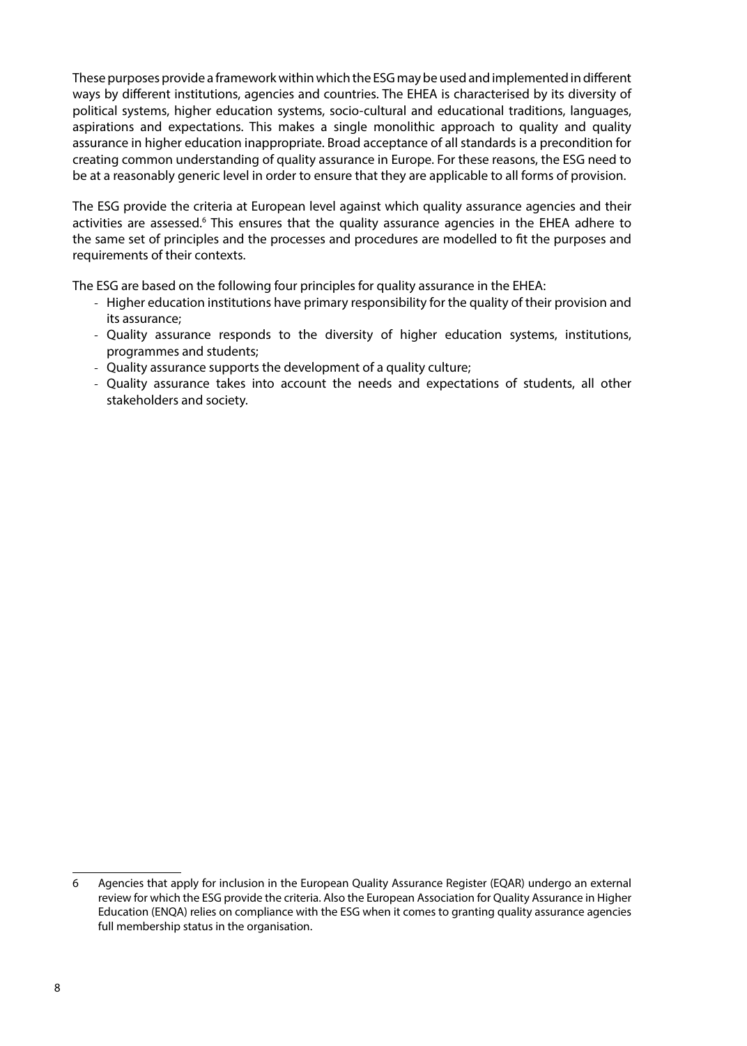These purposes provide a framework within which the ESG may be used and implemented in different ways by different institutions, agencies and countries. The EHEA is characterised by its diversity of political systems, higher education systems, socio-cultural and educational traditions, languages, aspirations and expectations. This makes a single monolithic approach to quality and quality assurance in higher education inappropriate. Broad acceptance of all standards is a precondition for creating common understanding of quality assurance in Europe. For these reasons, the ESG need to be at a reasonably generic level in order to ensure that they are applicable to all forms of provision.

The ESG provide the criteria at European level against which quality assurance agencies and their activities are assessed.[6] This ensures that the quality assurance agencies in the EHEA adhere to the same set of principles and the processes and procedures are modelled to fit the purposes and requirements of their contexts.

The ESG are based on the following four principles for quality assurance in the EHEA:

- Higher education institutions have primary responsibility for the quality of their provision and its assurance;
- Quality assurance responds to the diversity of higher education systems, institutions, programmes and students;
- Quality assurance supports the development of a quality culture;
- Quality assurance takes into account the needs and expectations of students, all other stakeholders and society.

---

6 Agencies that apply for inclusion in the European Quality Assurance Register (EQAR) undergo an external review for which the ESG provide the criteria. Also the European Association for Quality Assurance in Higher Education (ENQA) relies on compliance with the ESG when it comes to granting quality assurance agencies full membership status in the organisation.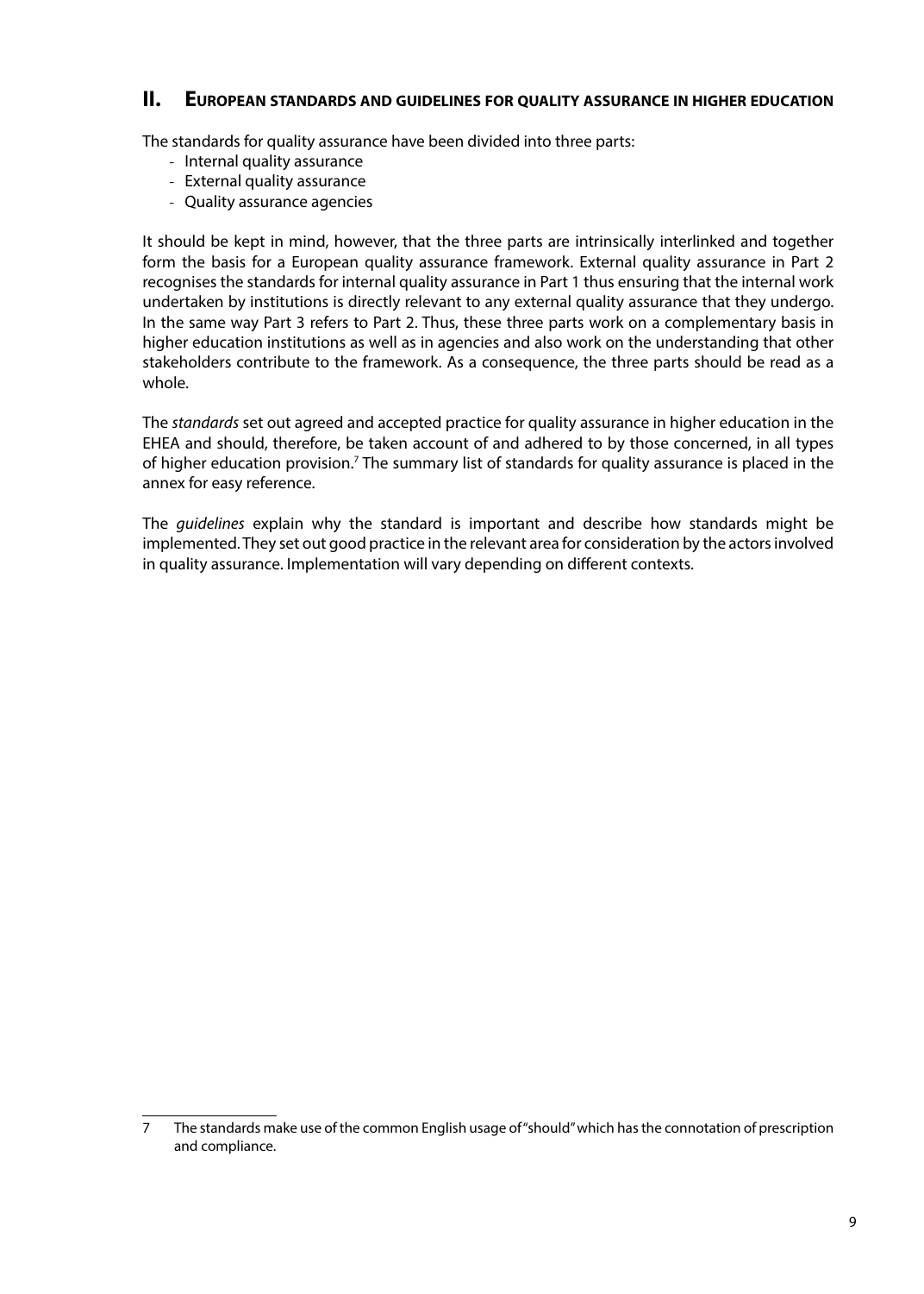## II. European standards and guidelines for quality assurance in higher education

The standards for quality assurance have been divided into three parts:

- Internal quality assurance
- External quality assurance
- Quality assurance agencies

It should be kept in mind, however, that the three parts are intrinsically interlinked and together form the basis for a European quality assurance framework. External quality assurance in Part 2 recognises the standards for internal quality assurance in Part 1 thus ensuring that the internal work undertaken by institutions is directly relevant to any external quality assurance that they undergo. In the same way Part 3 refers to Part 2. Thus, these three parts work on a complementary basis in higher education institutions as well as in agencies and also work on the understanding that other stakeholders contribute to the framework. As a consequence, the three parts should be read as a whole.

The *standards* set out agreed and accepted practice for quality assurance in higher education in the EHEA and should, therefore, be taken account of and adhered to by those concerned, in all types of higher education provision.[7] The summary list of standards for quality assurance is placed in the annex for easy reference.

The *guidelines* explain why the standard is important and describe how standards might be implemented. They set out good practice in the relevant area for consideration by the actors involved in quality assurance. Implementation will vary depending on different contexts.

---

7 The standards make use of the common English usage of "should" which has the connotation of prescription and compliance.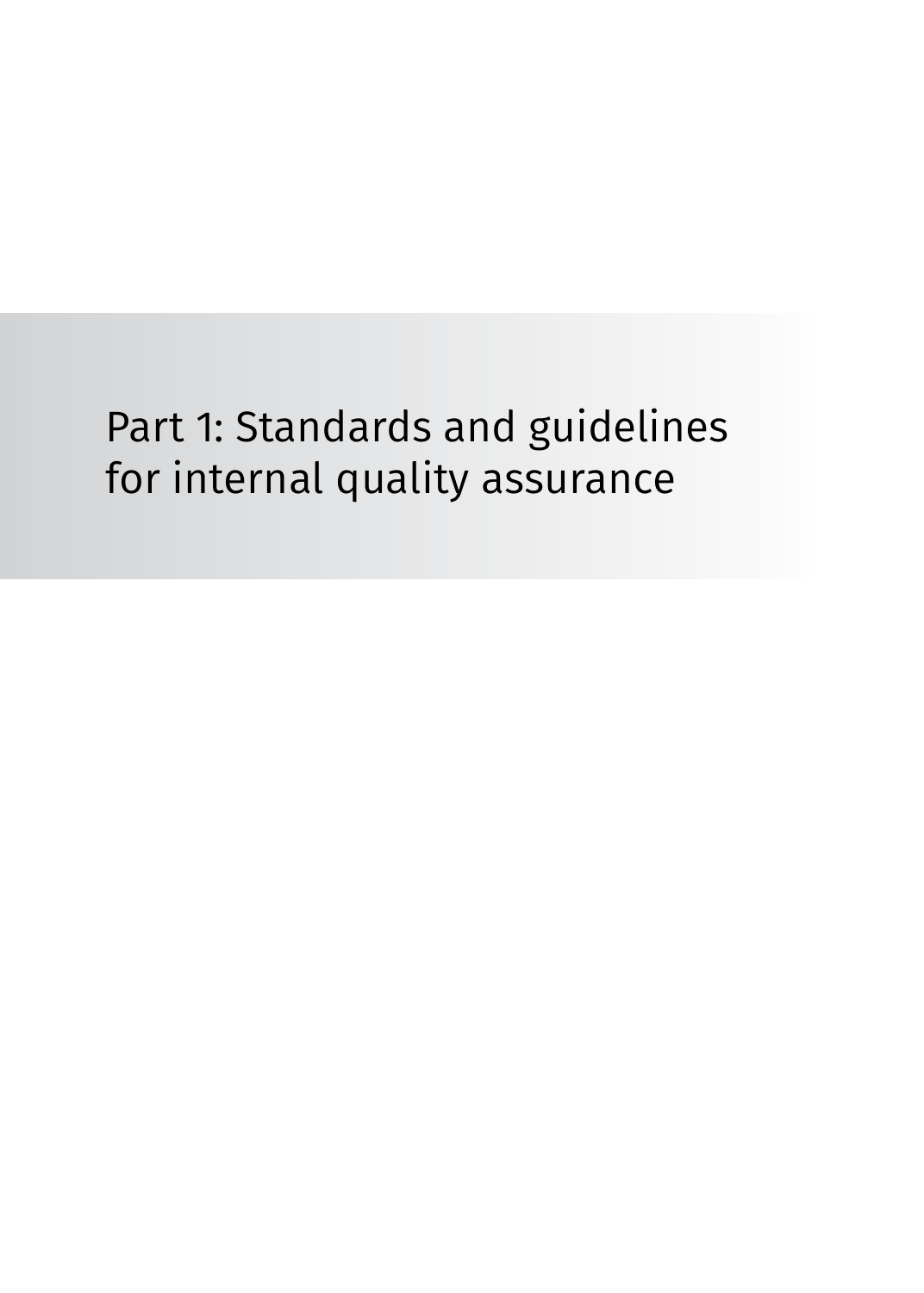# Part 1: Standards and guidelines for internal quality assurance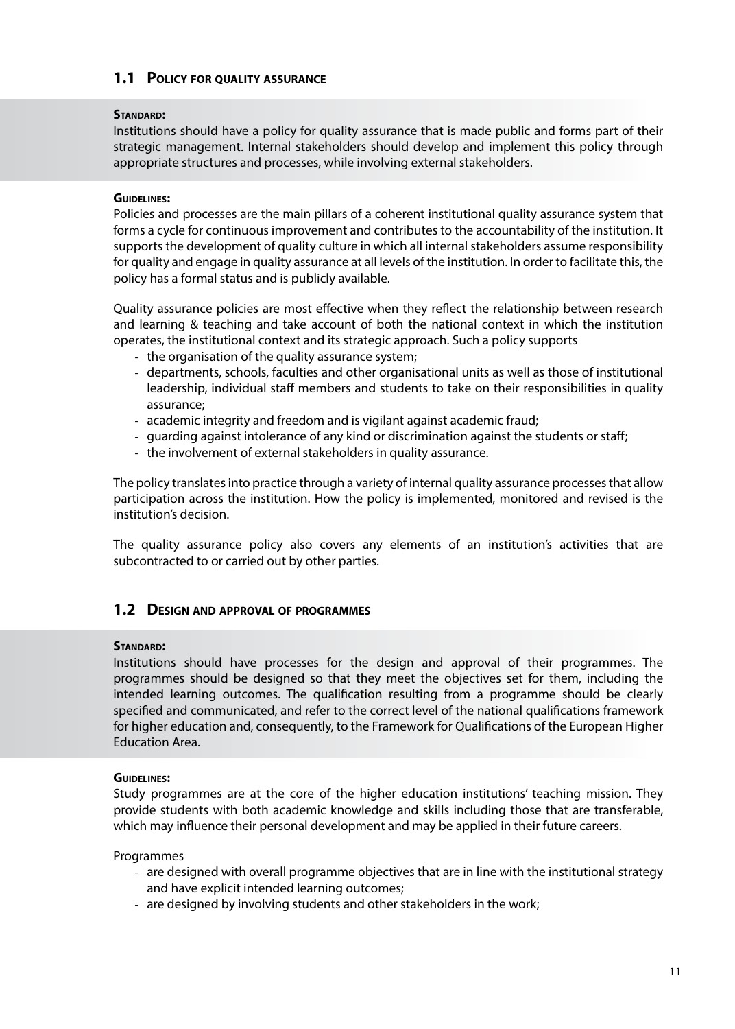## 1.1 Policy for quality assurance

**Standard:**

Institutions should have a policy for quality assurance that is made public and forms part of their strategic management. Internal stakeholders should develop and implement this policy through appropriate structures and processes, while involving external stakeholders.

**Guidelines:**

Policies and processes are the main pillars of a coherent institutional quality assurance system that forms a cycle for continuous improvement and contributes to the accountability of the institution. It supports the development of quality culture in which all internal stakeholders assume responsibility for quality and engage in quality assurance at all levels of the institution. In order to facilitate this, the policy has a formal status and is publicly available.

Quality assurance policies are most effective when they reflect the relationship between research and learning & teaching and take account of both the national context in which the institution operates, the institutional context and its strategic approach. Such a policy supports

- the organisation of the quality assurance system;
- departments, schools, faculties and other organisational units as well as those of institutional leadership, individual staff members and students to take on their responsibilities in quality assurance;
- academic integrity and freedom and is vigilant against academic fraud;
- guarding against intolerance of any kind or discrimination against the students or staff;
- the involvement of external stakeholders in quality assurance.

The policy translates into practice through a variety of internal quality assurance processes that allow participation across the institution. How the policy is implemented, monitored and revised is the institution's decision.

The quality assurance policy also covers any elements of an institution's activities that are subcontracted to or carried out by other parties.

## 1.2 Design and approval of programmes

**Standard:**

Institutions should have processes for the design and approval of their programmes. The programmes should be designed so that they meet the objectives set for them, including the intended learning outcomes. The qualification resulting from a programme should be clearly specified and communicated, and refer to the correct level of the national qualifications framework for higher education and, consequently, to the Framework for Qualifications of the European Higher Education Area.

**Guidelines:**

Study programmes are at the core of the higher education institutions' teaching mission. They provide students with both academic knowledge and skills including those that are transferable, which may influence their personal development and may be applied in their future careers.

Programmes

- are designed with overall programme objectives that are in line with the institutional strategy and have explicit intended learning outcomes;
- are designed by involving students and other stakeholders in the work;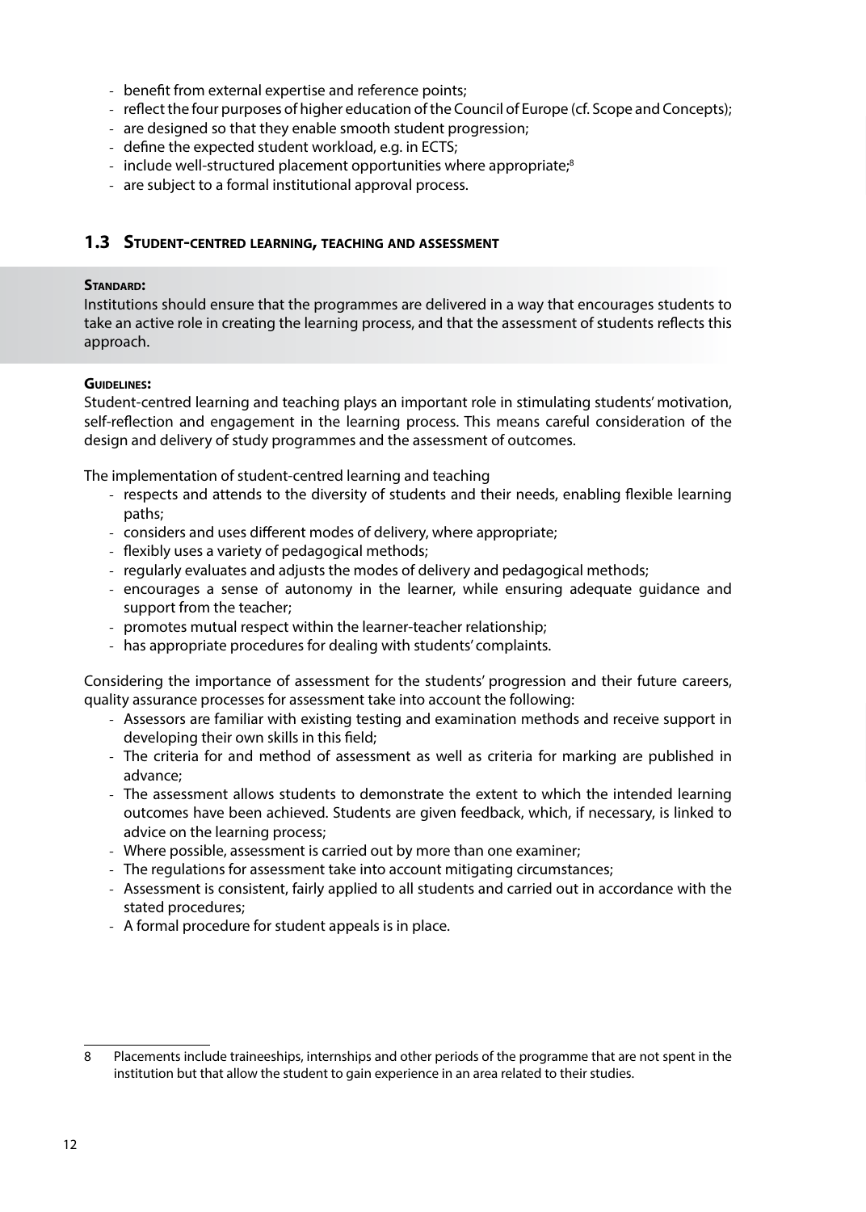- benefit from external expertise and reference points;
- reflect the four purposes of higher education of the Council of Europe (cf. Scope and Concepts);
- are designed so that they enable smooth student progression;
- define the expected student workload, e.g. in ECTS;
- include well-structured placement opportunities where appropriate;[8]
- are subject to a formal institutional approval process.

### 1.3 Student-centred learning, teaching and assessment

**Standard:**

Institutions should ensure that the programmes are delivered in a way that encourages students to take an active role in creating the learning process, and that the assessment of students reflects this approach.

**Guidelines:**

Student-centred learning and teaching plays an important role in stimulating students' motivation, self-reflection and engagement in the learning process. This means careful consideration of the design and delivery of study programmes and the assessment of outcomes.

The implementation of student-centred learning and teaching

- respects and attends to the diversity of students and their needs, enabling flexible learning paths;
- considers and uses different modes of delivery, where appropriate;
- flexibly uses a variety of pedagogical methods;
- regularly evaluates and adjusts the modes of delivery and pedagogical methods;
- encourages a sense of autonomy in the learner, while ensuring adequate guidance and support from the teacher;
- promotes mutual respect within the learner-teacher relationship;
- has appropriate procedures for dealing with students' complaints.

Considering the importance of assessment for the students' progression and their future careers, quality assurance processes for assessment take into account the following:

- Assessors are familiar with existing testing and examination methods and receive support in developing their own skills in this field;
- The criteria for and method of assessment as well as criteria for marking are published in advance;
- The assessment allows students to demonstrate the extent to which the intended learning outcomes have been achieved. Students are given feedback, which, if necessary, is linked to advice on the learning process;
- Where possible, assessment is carried out by more than one examiner;
- The regulations for assessment take into account mitigating circumstances;
- Assessment is consistent, fairly applied to all students and carried out in accordance with the stated procedures;
- A formal procedure for student appeals is in place.

---

8 Placements include traineeships, internships and other periods of the programme that are not spent in the institution but that allow the student to gain experience in an area related to their studies.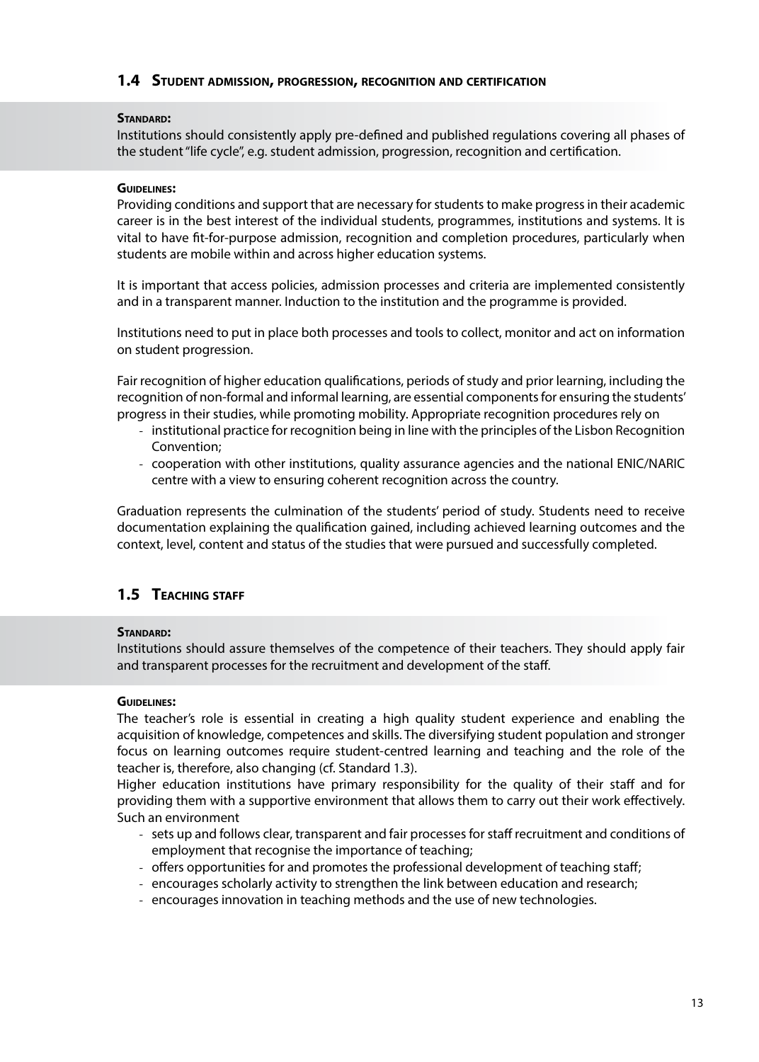### 1.4 Student admission, progression, recognition and certification

**Standard:**

Institutions should consistently apply pre-defined and published regulations covering all phases of the student "life cycle", e.g. student admission, progression, recognition and certification.

**Guidelines:**

Providing conditions and support that are necessary for students to make progress in their academic career is in the best interest of the individual students, programmes, institutions and systems. It is vital to have fit-for-purpose admission, recognition and completion procedures, particularly when students are mobile within and across higher education systems.

It is important that access policies, admission processes and criteria are implemented consistently and in a transparent manner. Induction to the institution and the programme is provided.

Institutions need to put in place both processes and tools to collect, monitor and act on information on student progression.

Fair recognition of higher education qualifications, periods of study and prior learning, including the recognition of non-formal and informal learning, are essential components for ensuring the students' progress in their studies, while promoting mobility. Appropriate recognition procedures rely on

- institutional practice for recognition being in line with the principles of the Lisbon Recognition Convention;
- cooperation with other institutions, quality assurance agencies and the national ENIC/NARIC centre with a view to ensuring coherent recognition across the country.

Graduation represents the culmination of the students' period of study. Students need to receive documentation explaining the qualification gained, including achieved learning outcomes and the context, level, content and status of the studies that were pursued and successfully completed.

### 1.5 Teaching staff

**Standard:**

Institutions should assure themselves of the competence of their teachers. They should apply fair and transparent processes for the recruitment and development of the staff.

**Guidelines:**

The teacher's role is essential in creating a high quality student experience and enabling the acquisition of knowledge, competences and skills. The diversifying student population and stronger focus on learning outcomes require student-centred learning and teaching and the role of the teacher is, therefore, also changing (cf. Standard 1.3).

Higher education institutions have primary responsibility for the quality of their staff and for providing them with a supportive environment that allows them to carry out their work effectively. Such an environment

- sets up and follows clear, transparent and fair processes for staff recruitment and conditions of employment that recognise the importance of teaching;
- offers opportunities for and promotes the professional development of teaching staff;
- encourages scholarly activity to strengthen the link between education and research;
- encourages innovation in teaching methods and the use of new technologies.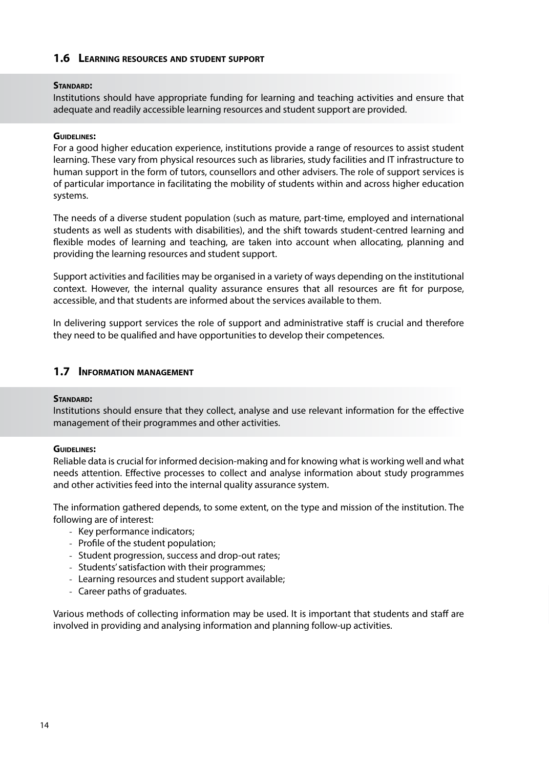## 1.6 Learning resources and student support

**Standard:**

Institutions should have appropriate funding for learning and teaching activities and ensure that adequate and readily accessible learning resources and student support are provided.

**Guidelines:**

For a good higher education experience, institutions provide a range of resources to assist student learning. These vary from physical resources such as libraries, study facilities and IT infrastructure to human support in the form of tutors, counsellors and other advisers. The role of support services is of particular importance in facilitating the mobility of students within and across higher education systems.

The needs of a diverse student population (such as mature, part-time, employed and international students as well as students with disabilities), and the shift towards student-centred learning and flexible modes of learning and teaching, are taken into account when allocating, planning and providing the learning resources and student support.

Support activities and facilities may be organised in a variety of ways depending on the institutional context. However, the internal quality assurance ensures that all resources are fit for purpose, accessible, and that students are informed about the services available to them.

In delivering support services the role of support and administrative staff is crucial and therefore they need to be qualified and have opportunities to develop their competences.

## 1.7 Information management

**Standard:**

Institutions should ensure that they collect, analyse and use relevant information for the effective management of their programmes and other activities.

**Guidelines:**

Reliable data is crucial for informed decision-making and for knowing what is working well and what needs attention. Effective processes to collect and analyse information about study programmes and other activities feed into the internal quality assurance system.

The information gathered depends, to some extent, on the type and mission of the institution. The following are of interest:

- Key performance indicators;
- Profile of the student population;
- Student progression, success and drop-out rates;
- Students' satisfaction with their programmes;
- Learning resources and student support available;
- Career paths of graduates.

Various methods of collecting information may be used. It is important that students and staff are involved in providing and analysing information and planning follow-up activities.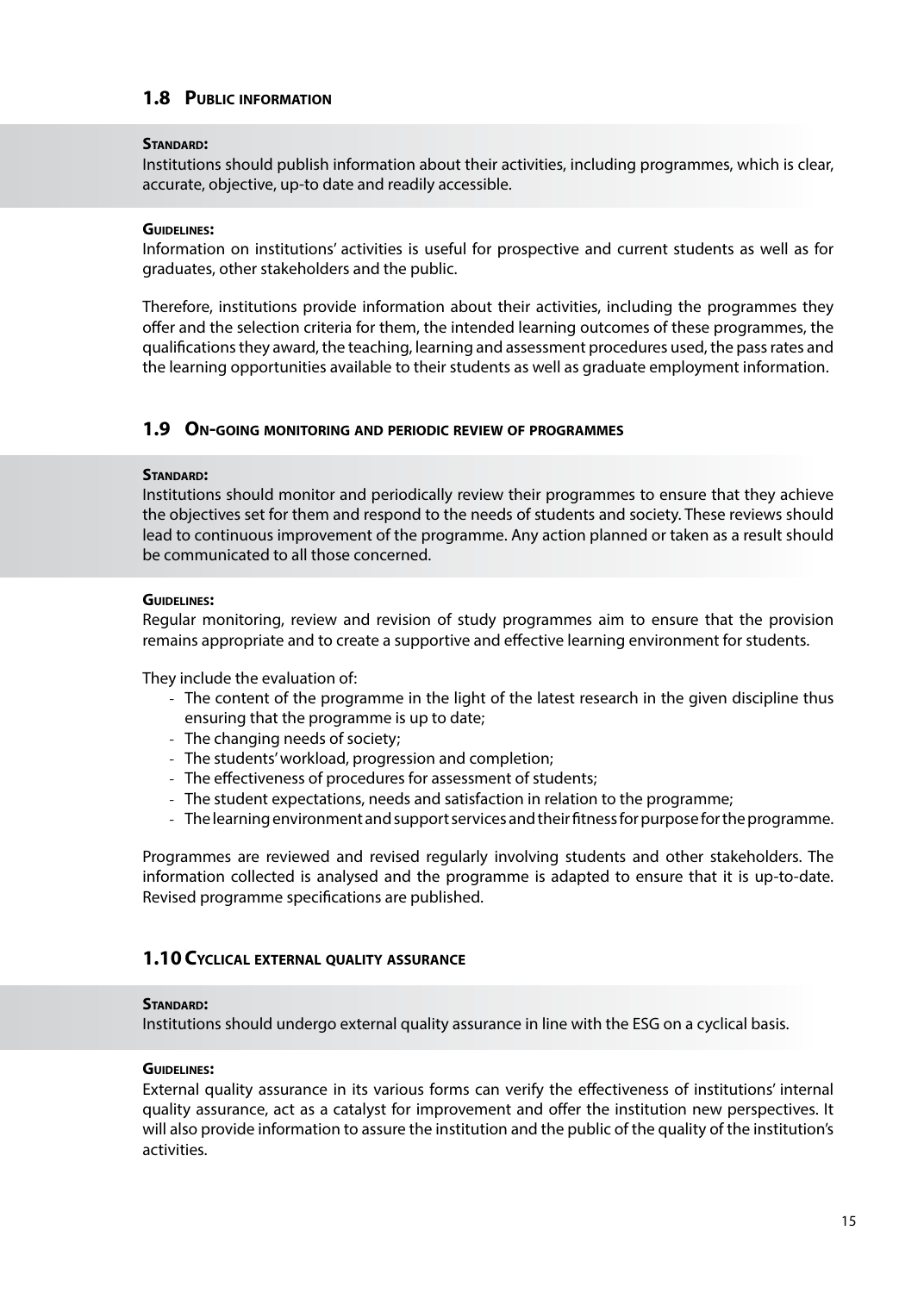### 1.8 Public information

**Standard:**
Institutions should publish information about their activities, including programmes, which is clear, accurate, objective, up-to date and readily accessible.

**Guidelines:**
Information on institutions' activities is useful for prospective and current students as well as for graduates, other stakeholders and the public.

Therefore, institutions provide information about their activities, including the programmes they offer and the selection criteria for them, the intended learning outcomes of these programmes, the qualifications they award, the teaching, learning and assessment procedures used, the pass rates and the learning opportunities available to their students as well as graduate employment information.

### 1.9 On-going monitoring and periodic review of programmes

**Standard:**
Institutions should monitor and periodically review their programmes to ensure that they achieve the objectives set for them and respond to the needs of students and society. These reviews should lead to continuous improvement of the programme. Any action planned or taken as a result should be communicated to all those concerned.

**Guidelines:**
Regular monitoring, review and revision of study programmes aim to ensure that the provision remains appropriate and to create a supportive and effective learning environment for students.

They include the evaluation of:

- The content of the programme in the light of the latest research in the given discipline thus ensuring that the programme is up to date;
- The changing needs of society;
- The students' workload, progression and completion;
- The effectiveness of procedures for assessment of students;
- The student expectations, needs and satisfaction in relation to the programme;
- The learning environment and support services and their fitness for purpose for the programme.

Programmes are reviewed and revised regularly involving students and other stakeholders. The information collected is analysed and the programme is adapted to ensure that it is up-to-date. Revised programme specifications are published.

### 1.10 Cyclical external quality assurance

**Standard:**
Institutions should undergo external quality assurance in line with the ESG on a cyclical basis.

**Guidelines:**
External quality assurance in its various forms can verify the effectiveness of institutions' internal quality assurance, act as a catalyst for improvement and offer the institution new perspectives. It will also provide information to assure the institution and the public of the quality of the institution's activities.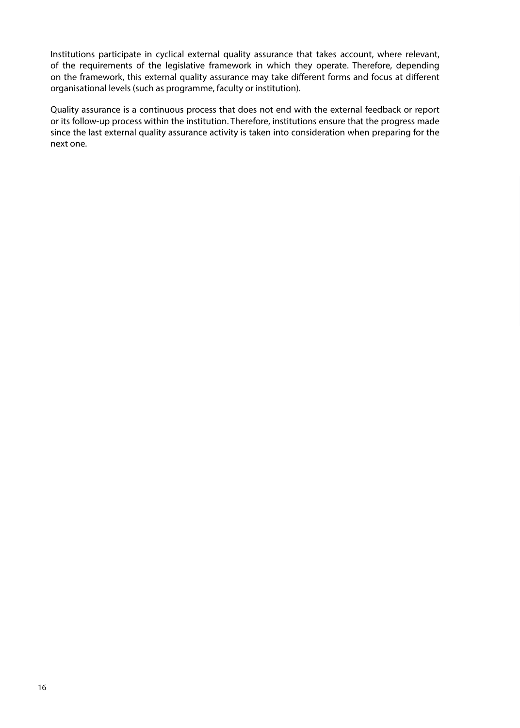Institutions participate in cyclical external quality assurance that takes account, where relevant, of the requirements of the legislative framework in which they operate. Therefore, depending on the framework, this external quality assurance may take different forms and focus at different organisational levels (such as programme, faculty or institution).

Quality assurance is a continuous process that does not end with the external feedback or report or its follow-up process within the institution. Therefore, institutions ensure that the progress made since the last external quality assurance activity is taken into consideration when preparing for the next one.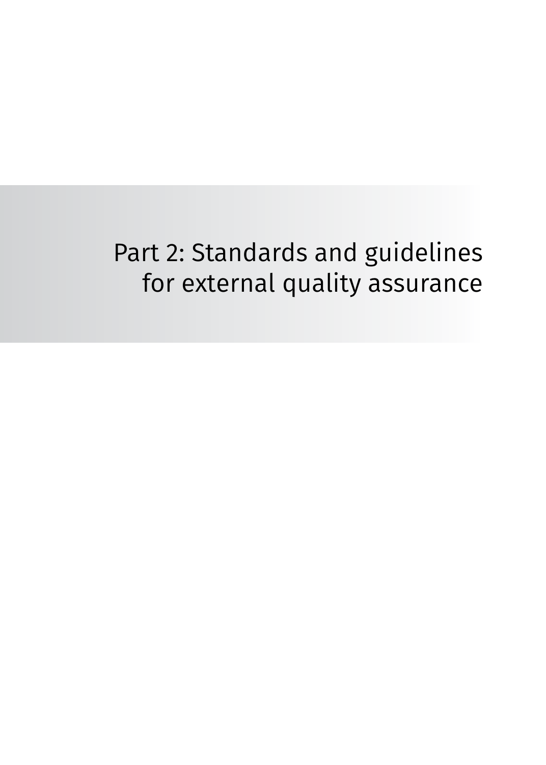# Part 2: Standards and guidelines for external quality assurance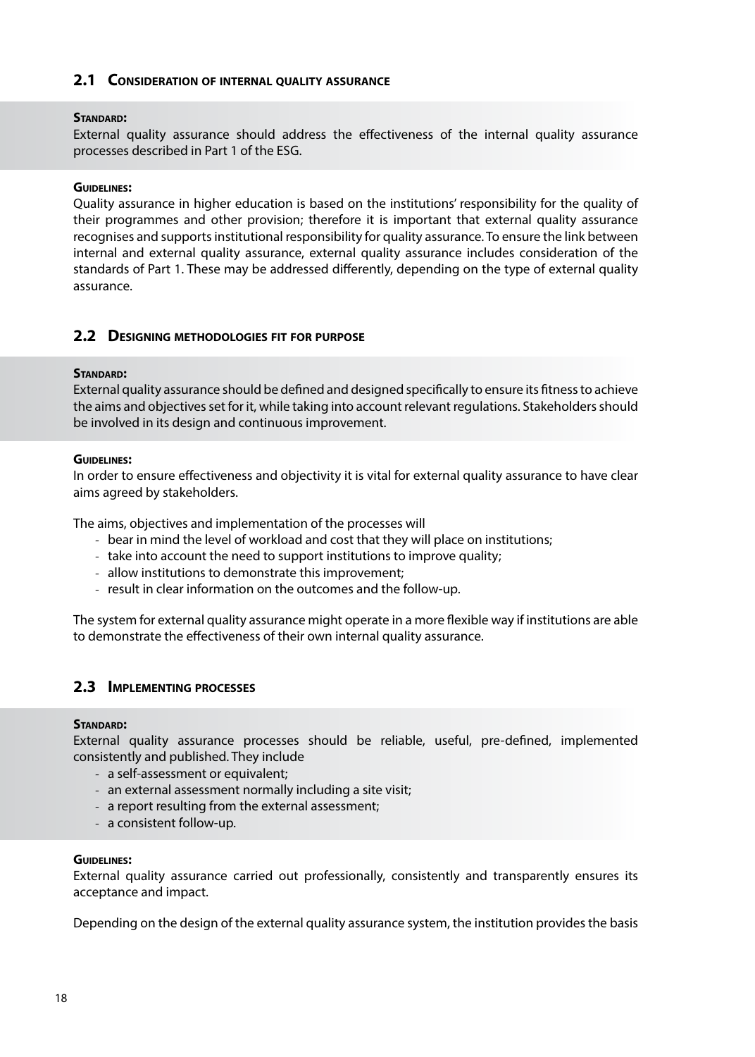## 2.1 Consideration of internal quality assurance

**Standard:**

External quality assurance should address the effectiveness of the internal quality assurance processes described in Part 1 of the ESG.

**Guidelines:**

Quality assurance in higher education is based on the institutions' responsibility for the quality of their programmes and other provision; therefore it is important that external quality assurance recognises and supports institutional responsibility for quality assurance. To ensure the link between internal and external quality assurance, external quality assurance includes consideration of the standards of Part 1. These may be addressed differently, depending on the type of external quality assurance.

## 2.2 Designing methodologies fit for purpose

**Standard:**

External quality assurance should be defined and designed specifically to ensure its fitness to achieve the aims and objectives set for it, while taking into account relevant regulations. Stakeholders should be involved in its design and continuous improvement.

**Guidelines:**

In order to ensure effectiveness and objectivity it is vital for external quality assurance to have clear aims agreed by stakeholders.

The aims, objectives and implementation of the processes will

- bear in mind the level of workload and cost that they will place on institutions;
- take into account the need to support institutions to improve quality;
- allow institutions to demonstrate this improvement;
- result in clear information on the outcomes and the follow-up.

The system for external quality assurance might operate in a more flexible way if institutions are able to demonstrate the effectiveness of their own internal quality assurance.

## 2.3 Implementing processes

**Standard:**

External quality assurance processes should be reliable, useful, pre-defined, implemented consistently and published. They include

- a self-assessment or equivalent;
- an external assessment normally including a site visit;
- a report resulting from the external assessment;
- a consistent follow-up.

**Guidelines:**

External quality assurance carried out professionally, consistently and transparently ensures its acceptance and impact.

Depending on the design of the external quality assurance system, the institution provides the basis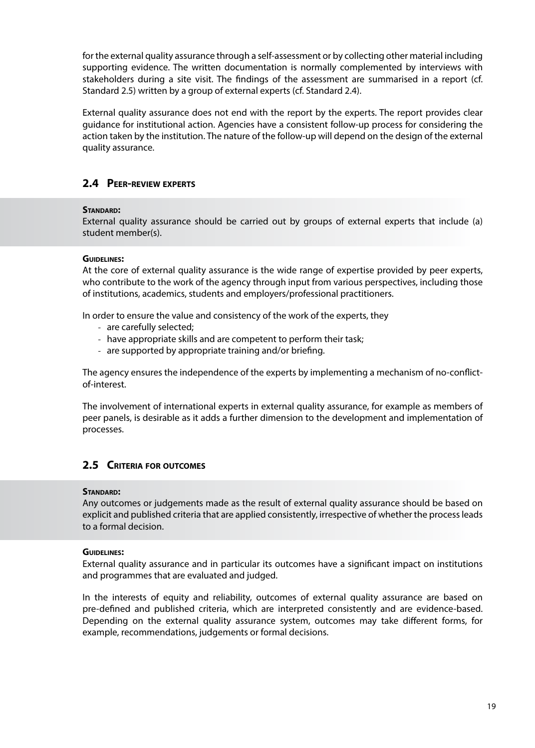for the external quality assurance through a self-assessment or by collecting other material including supporting evidence. The written documentation is normally complemented by interviews with stakeholders during a site visit. The findings of the assessment are summarised in a report (cf. Standard 2.5) written by a group of external experts (cf. Standard 2.4).

External quality assurance does not end with the report by the experts. The report provides clear guidance for institutional action. Agencies have a consistent follow-up process for considering the action taken by the institution. The nature of the follow-up will depend on the design of the external quality assurance.

## 2.4 Peer-review experts

**Standard:**
External quality assurance should be carried out by groups of external experts that include (a) student member(s).

**Guidelines:**
At the core of external quality assurance is the wide range of expertise provided by peer experts, who contribute to the work of the agency through input from various perspectives, including those of institutions, academics, students and employers/professional practitioners.

In order to ensure the value and consistency of the work of the experts, they

- are carefully selected;
- have appropriate skills and are competent to perform their task;
- are supported by appropriate training and/or briefing.

The agency ensures the independence of the experts by implementing a mechanism of no-conflict-of-interest.

The involvement of international experts in external quality assurance, for example as members of peer panels, is desirable as it adds a further dimension to the development and implementation of processes.

## 2.5 Criteria for outcomes

**Standard:**
Any outcomes or judgements made as the result of external quality assurance should be based on explicit and published criteria that are applied consistently, irrespective of whether the process leads to a formal decision.

**Guidelines:**
External quality assurance and in particular its outcomes have a significant impact on institutions and programmes that are evaluated and judged.

In the interests of equity and reliability, outcomes of external quality assurance are based on pre-defined and published criteria, which are interpreted consistently and are evidence-based. Depending on the external quality assurance system, outcomes may take different forms, for example, recommendations, judgements or formal decisions.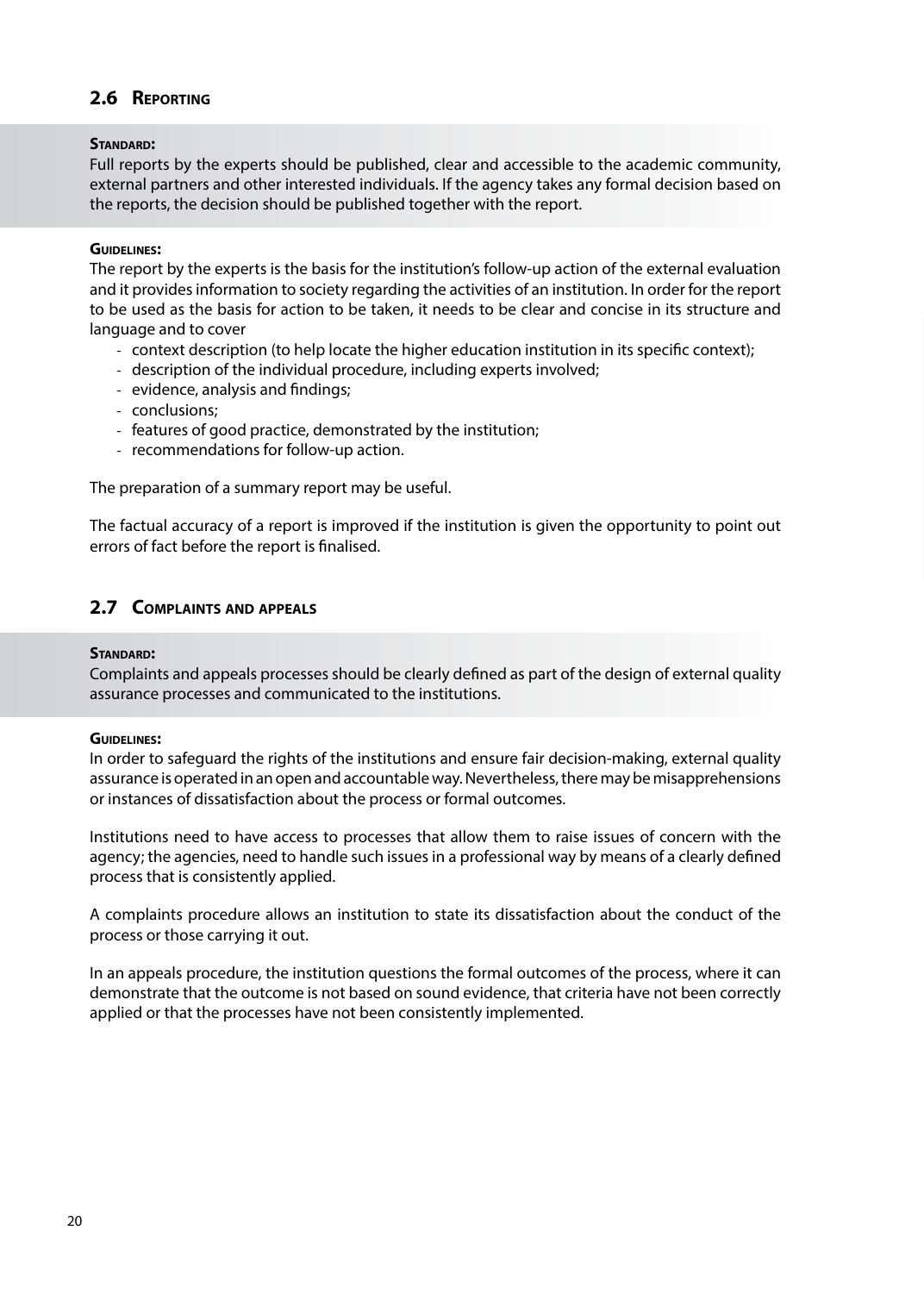## 2.6 Reporting

**Standard:**

Full reports by the experts should be published, clear and accessible to the academic community, external partners and other interested individuals. If the agency takes any formal decision based on the reports, the decision should be published together with the report.

**Guidelines:**

The report by the experts is the basis for the institution's follow-up action of the external evaluation and it provides information to society regarding the activities of an institution. In order for the report to be used as the basis for action to be taken, it needs to be clear and concise in its structure and language and to cover

- context description (to help locate the higher education institution in its specific context);
- description of the individual procedure, including experts involved;
- evidence, analysis and findings;
- conclusions;
- features of good practice, demonstrated by the institution;
- recommendations for follow-up action.

The preparation of a summary report may be useful.

The factual accuracy of a report is improved if the institution is given the opportunity to point out errors of fact before the report is finalised.

## 2.7 Complaints and appeals

**Standard:**

Complaints and appeals processes should be clearly defined as part of the design of external quality assurance processes and communicated to the institutions.

**Guidelines:**

In order to safeguard the rights of the institutions and ensure fair decision-making, external quality assurance is operated in an open and accountable way. Nevertheless, there may be misapprehensions or instances of dissatisfaction about the process or formal outcomes.

Institutions need to have access to processes that allow them to raise issues of concern with the agency; the agencies, need to handle such issues in a professional way by means of a clearly defined process that is consistently applied.

A complaints procedure allows an institution to state its dissatisfaction about the conduct of the process or those carrying it out.

In an appeals procedure, the institution questions the formal outcomes of the process, where it can demonstrate that the outcome is not based on sound evidence, that criteria have not been correctly applied or that the processes have not been consistently implemented.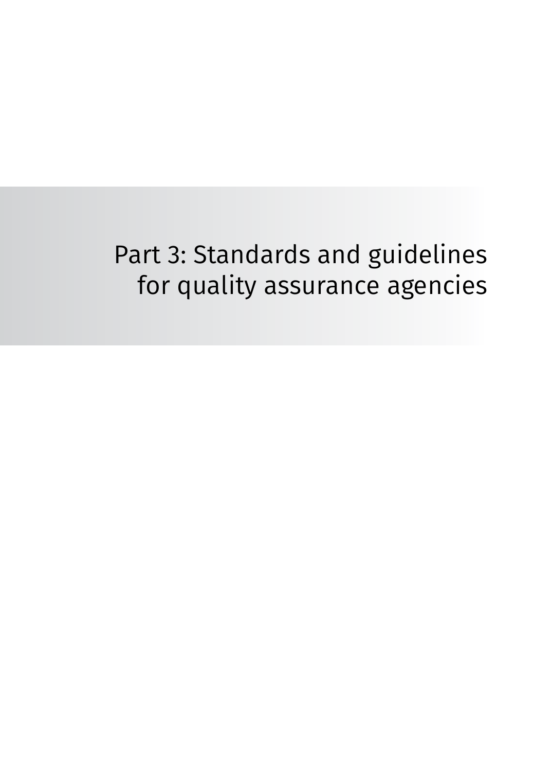# Part 3: Standards and guidelines for quality assurance agencies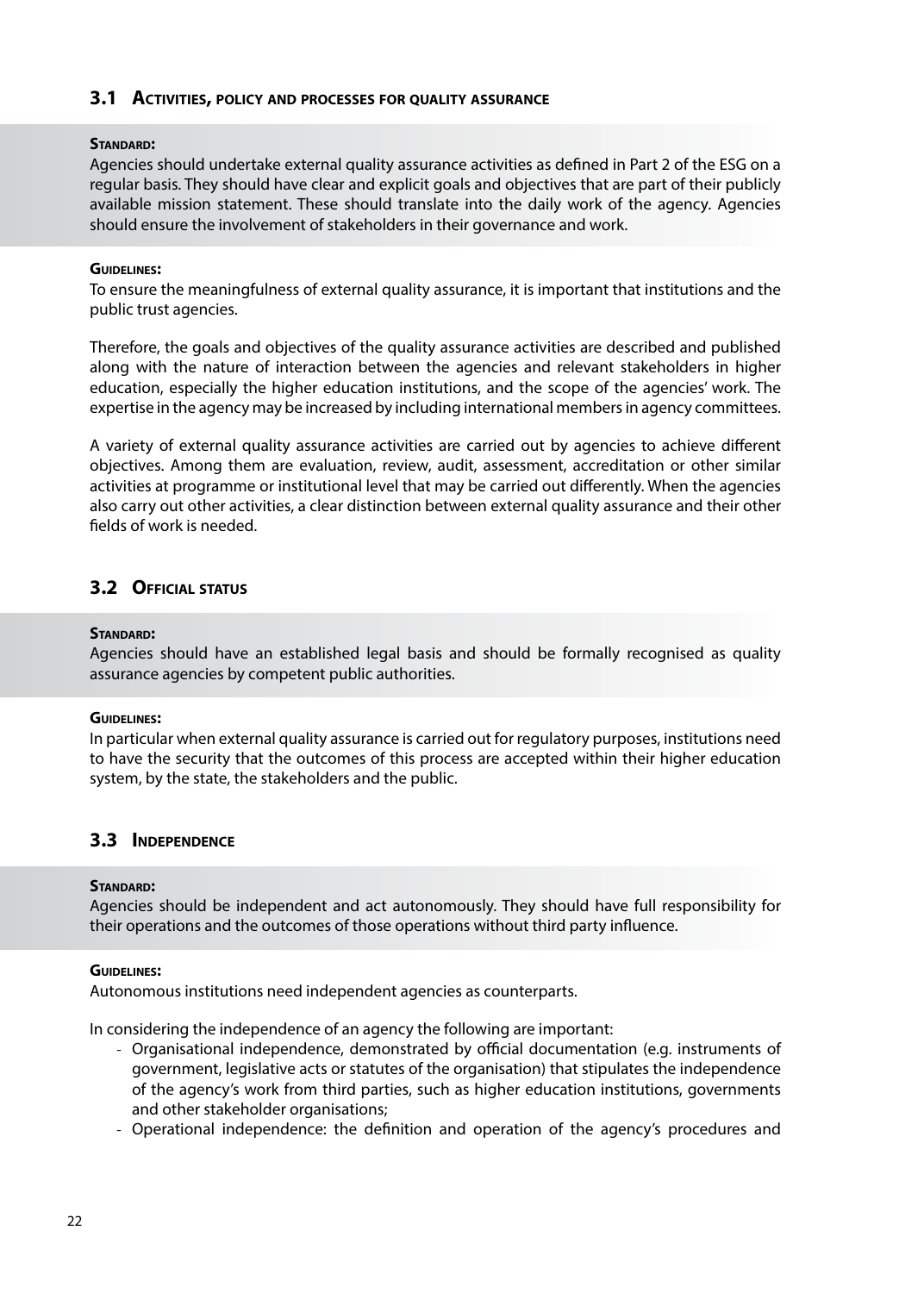## 3.1 Activities, policy and processes for quality assurance

**Standard:**
Agencies should undertake external quality assurance activities as defined in Part 2 of the ESG on a regular basis. They should have clear and explicit goals and objectives that are part of their publicly available mission statement. These should translate into the daily work of the agency. Agencies should ensure the involvement of stakeholders in their governance and work.

**Guidelines:**
To ensure the meaningfulness of external quality assurance, it is important that institutions and the public trust agencies.

Therefore, the goals and objectives of the quality assurance activities are described and published along with the nature of interaction between the agencies and relevant stakeholders in higher education, especially the higher education institutions, and the scope of the agencies' work. The expertise in the agency may be increased by including international members in agency committees.

A variety of external quality assurance activities are carried out by agencies to achieve different objectives. Among them are evaluation, review, audit, assessment, accreditation or other similar activities at programme or institutional level that may be carried out differently. When the agencies also carry out other activities, a clear distinction between external quality assurance and their other fields of work is needed.

## 3.2 Official status

**Standard:**
Agencies should have an established legal basis and should be formally recognised as quality assurance agencies by competent public authorities.

**Guidelines:**
In particular when external quality assurance is carried out for regulatory purposes, institutions need to have the security that the outcomes of this process are accepted within their higher education system, by the state, the stakeholders and the public.

## 3.3 Independence

**Standard:**
Agencies should be independent and act autonomously. They should have full responsibility for their operations and the outcomes of those operations without third party influence.

**Guidelines:**
Autonomous institutions need independent agencies as counterparts.

In considering the independence of an agency the following are important:

- Organisational independence, demonstrated by official documentation (e.g. instruments of government, legislative acts or statutes of the organisation) that stipulates the independence of the agency's work from third parties, such as higher education institutions, governments and other stakeholder organisations;
- Operational independence: the definition and operation of the agency's procedures and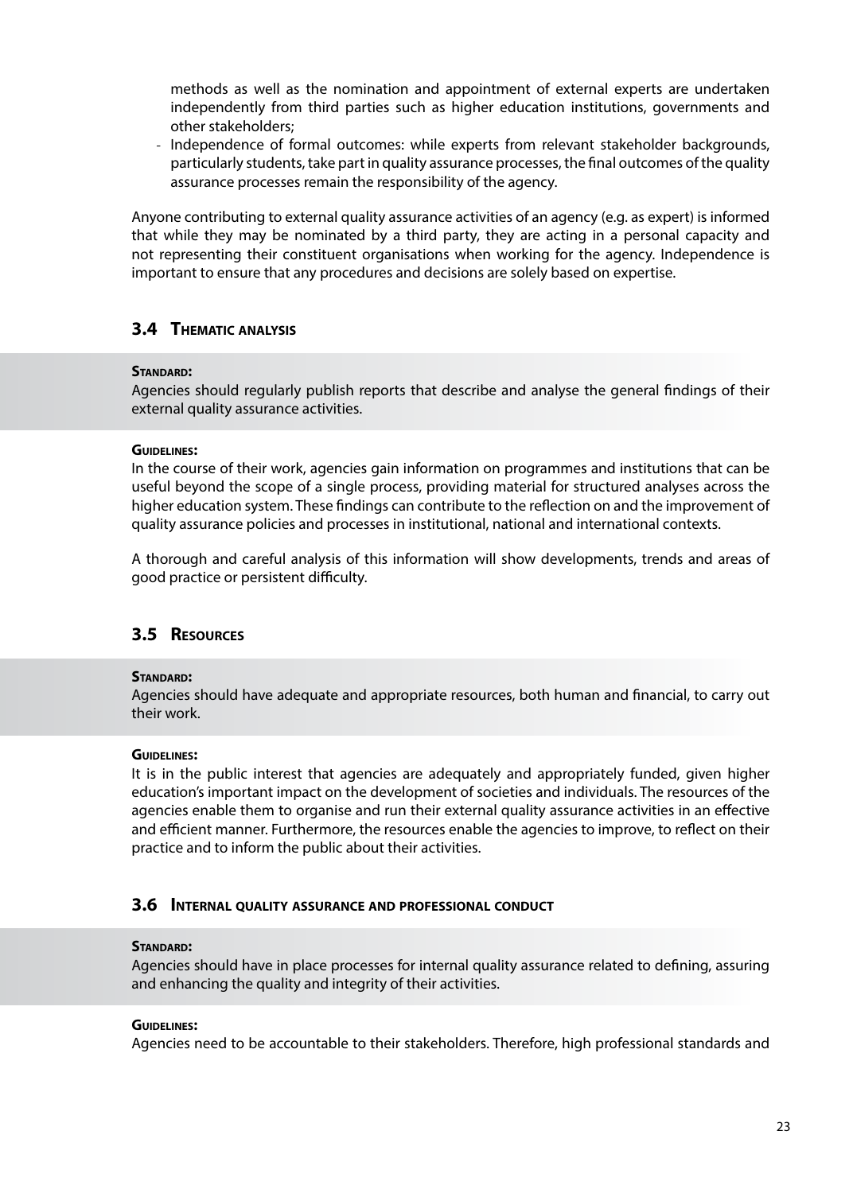methods as well as the nomination and appointment of external experts are undertaken independently from third parties such as higher education institutions, governments and other stakeholders;

- Independence of formal outcomes: while experts from relevant stakeholder backgrounds, particularly students, take part in quality assurance processes, the final outcomes of the quality assurance processes remain the responsibility of the agency.

Anyone contributing to external quality assurance activities of an agency (e.g. as expert) is informed that while they may be nominated by a third party, they are acting in a personal capacity and not representing their constituent organisations when working for the agency. Independence is important to ensure that any procedures and decisions are solely based on expertise.

### 3.4 Thematic analysis

**Standard:**
Agencies should regularly publish reports that describe and analyse the general findings of their external quality assurance activities.

**Guidelines:**
In the course of their work, agencies gain information on programmes and institutions that can be useful beyond the scope of a single process, providing material for structured analyses across the higher education system. These findings can contribute to the reflection on and the improvement of quality assurance policies and processes in institutional, national and international contexts.

A thorough and careful analysis of this information will show developments, trends and areas of good practice or persistent difficulty.

### 3.5 Resources

**Standard:**
Agencies should have adequate and appropriate resources, both human and financial, to carry out their work.

**Guidelines:**
It is in the public interest that agencies are adequately and appropriately funded, given higher education's important impact on the development of societies and individuals. The resources of the agencies enable them to organise and run their external quality assurance activities in an effective and efficient manner. Furthermore, the resources enable the agencies to improve, to reflect on their practice and to inform the public about their activities.

### 3.6 Internal quality assurance and professional conduct

**Standard:**
Agencies should have in place processes for internal quality assurance related to defining, assuring and enhancing the quality and integrity of their activities.

**Guidelines:**
Agencies need to be accountable to their stakeholders. Therefore, high professional standards and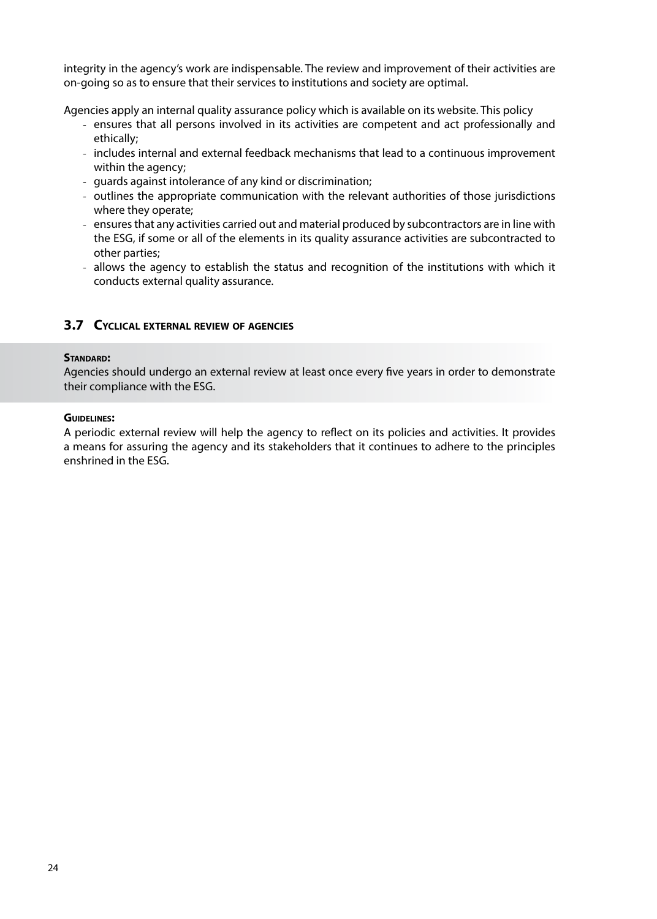integrity in the agency's work are indispensable. The review and improvement of their activities are on-going so as to ensure that their services to institutions and society are optimal.

Agencies apply an internal quality assurance policy which is available on its website. This policy

- ensures that all persons involved in its activities are competent and act professionally and ethically;
- includes internal and external feedback mechanisms that lead to a continuous improvement within the agency;
- guards against intolerance of any kind or discrimination;
- outlines the appropriate communication with the relevant authorities of those jurisdictions where they operate;
- ensures that any activities carried out and material produced by subcontractors are in line with the ESG, if some or all of the elements in its quality assurance activities are subcontracted to other parties;
- allows the agency to establish the status and recognition of the institutions with which it conducts external quality assurance.

## 3.7 Cyclical external review of agencies

**Standard:**

Agencies should undergo an external review at least once every five years in order to demonstrate their compliance with the ESG.

**Guidelines:**

A periodic external review will help the agency to reflect on its policies and activities. It provides a means for assuring the agency and its stakeholders that it continues to adhere to the principles enshrined in the ESG.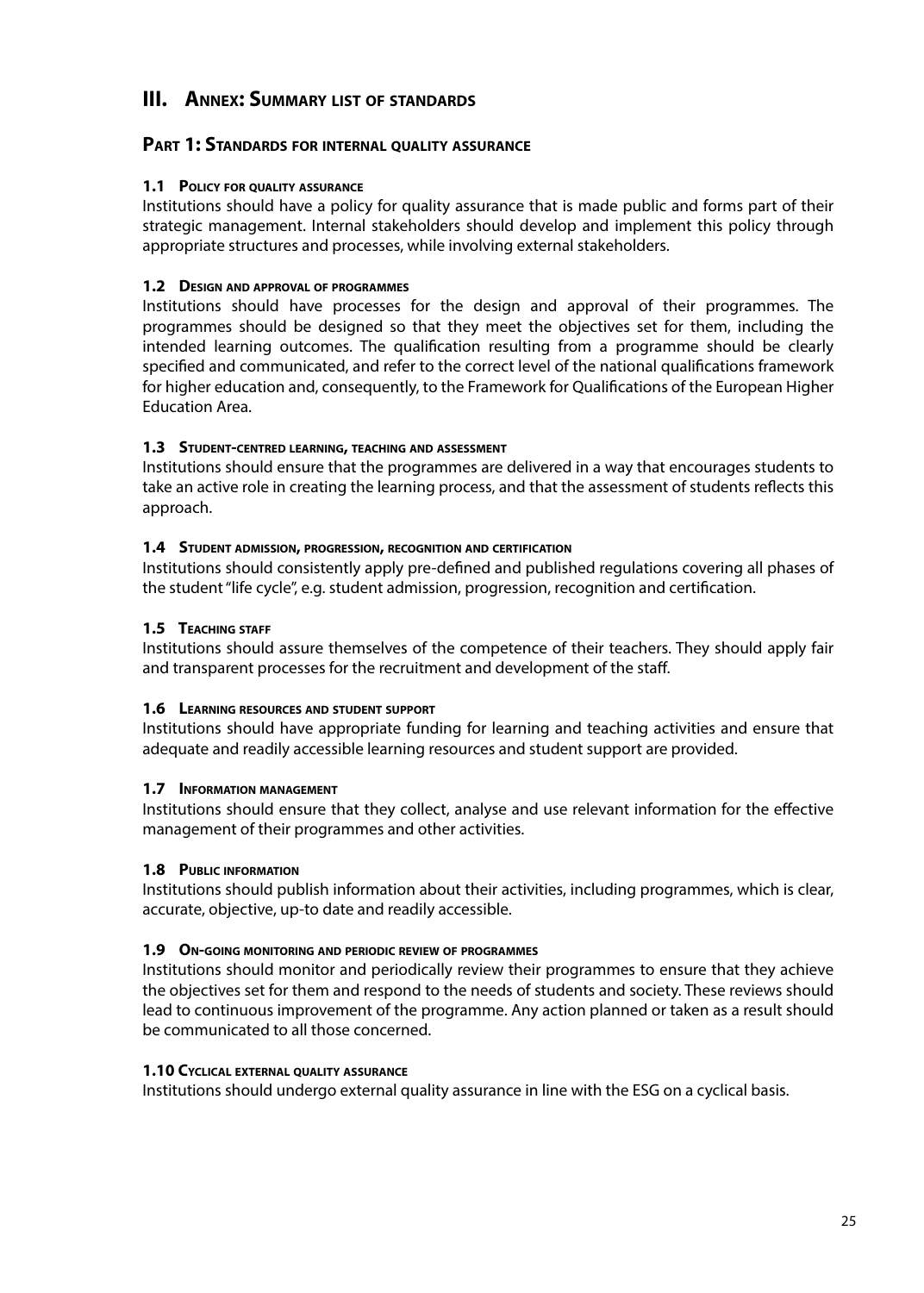# III. Annex: Summary list of standards

## Part 1: Standards for internal quality assurance

### 1.1 Policy for quality assurance

Institutions should have a policy for quality assurance that is made public and forms part of their strategic management. Internal stakeholders should develop and implement this policy through appropriate structures and processes, while involving external stakeholders.

### 1.2 Design and approval of programmes

Institutions should have processes for the design and approval of their programmes. The programmes should be designed so that they meet the objectives set for them, including the intended learning outcomes. The qualification resulting from a programme should be clearly specified and communicated, and refer to the correct level of the national qualifications framework for higher education and, consequently, to the Framework for Qualifications of the European Higher Education Area.

### 1.3 Student-centred learning, teaching and assessment

Institutions should ensure that the programmes are delivered in a way that encourages students to take an active role in creating the learning process, and that the assessment of students reflects this approach.

### 1.4 Student admission, progression, recognition and certification

Institutions should consistently apply pre-defined and published regulations covering all phases of the student "life cycle", e.g. student admission, progression, recognition and certification.

### 1.5 Teaching staff

Institutions should assure themselves of the competence of their teachers. They should apply fair and transparent processes for the recruitment and development of the staff.

### 1.6 Learning resources and student support

Institutions should have appropriate funding for learning and teaching activities and ensure that adequate and readily accessible learning resources and student support are provided.

### 1.7 Information management

Institutions should ensure that they collect, analyse and use relevant information for the effective management of their programmes and other activities.

### 1.8 Public information

Institutions should publish information about their activities, including programmes, which is clear, accurate, objective, up-to date and readily accessible.

### 1.9 On-going monitoring and periodic review of programmes

Institutions should monitor and periodically review their programmes to ensure that they achieve the objectives set for them and respond to the needs of students and society. These reviews should lead to continuous improvement of the programme. Any action planned or taken as a result should be communicated to all those concerned.

### 1.10 Cyclical external quality assurance

Institutions should undergo external quality assurance in line with the ESG on a cyclical basis.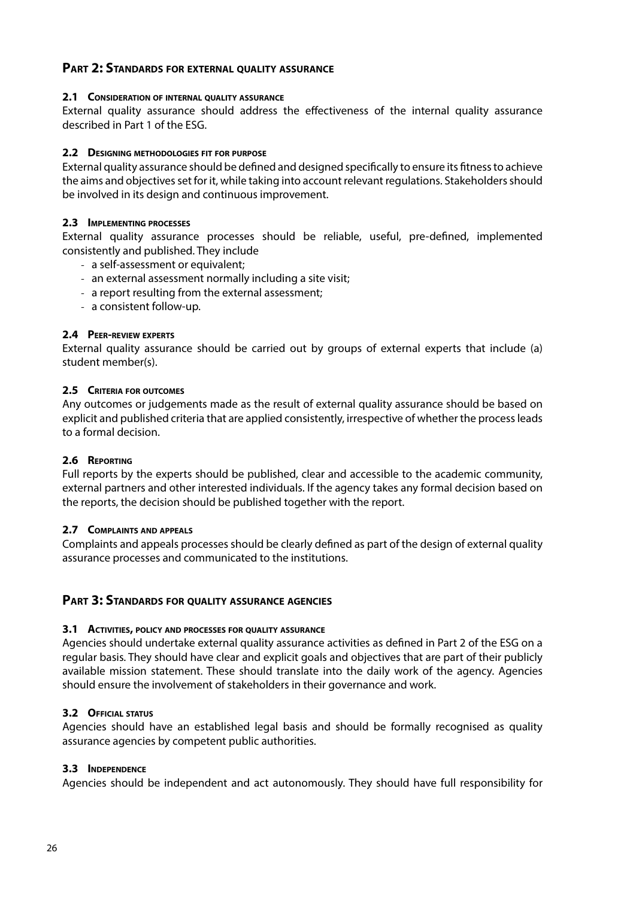## Part 2: Standards for external quality assurance

### 2.1 Consideration of internal quality assurance

External quality assurance should address the effectiveness of the internal quality assurance described in Part 1 of the ESG.

### 2.2 Designing methodologies fit for purpose

External quality assurance should be defined and designed specifically to ensure its fitness to achieve the aims and objectives set for it, while taking into account relevant regulations. Stakeholders should be involved in its design and continuous improvement.

### 2.3 Implementing processes

External quality assurance processes should be reliable, useful, pre-defined, implemented consistently and published. They include

- a self-assessment or equivalent;
- an external assessment normally including a site visit;
- a report resulting from the external assessment;
- a consistent follow-up.

### 2.4 Peer-review experts

External quality assurance should be carried out by groups of external experts that include (a) student member(s).

### 2.5 Criteria for outcomes

Any outcomes or judgements made as the result of external quality assurance should be based on explicit and published criteria that are applied consistently, irrespective of whether the process leads to a formal decision.

### 2.6 Reporting

Full reports by the experts should be published, clear and accessible to the academic community, external partners and other interested individuals. If the agency takes any formal decision based on the reports, the decision should be published together with the report.

### 2.7 Complaints and appeals

Complaints and appeals processes should be clearly defined as part of the design of external quality assurance processes and communicated to the institutions.

## Part 3: Standards for quality assurance agencies

### 3.1 Activities, policy and processes for quality assurance

Agencies should undertake external quality assurance activities as defined in Part 2 of the ESG on a regular basis. They should have clear and explicit goals and objectives that are part of their publicly available mission statement. These should translate into the daily work of the agency. Agencies should ensure the involvement of stakeholders in their governance and work.

### 3.2 Official status

Agencies should have an established legal basis and should be formally recognised as quality assurance agencies by competent public authorities.

### 3.3 Independence

Agencies should be independent and act autonomously. They should have full responsibility for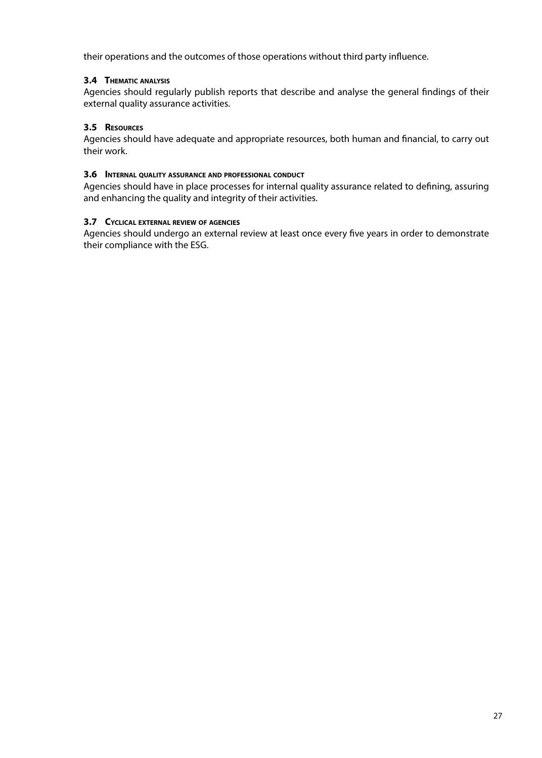their operations and the outcomes of those operations without third party influence.

### 3.4 Thematic analysis

Agencies should regularly publish reports that describe and analyse the general findings of their external quality assurance activities.

### 3.5 Resources

Agencies should have adequate and appropriate resources, both human and financial, to carry out their work.

### 3.6 Internal quality assurance and professional conduct

Agencies should have in place processes for internal quality assurance related to defining, assuring and enhancing the quality and integrity of their activities.

### 3.7 Cyclical external review of agencies

Agencies should undergo an external review at least once every five years in order to demonstrate their compliance with the ESG.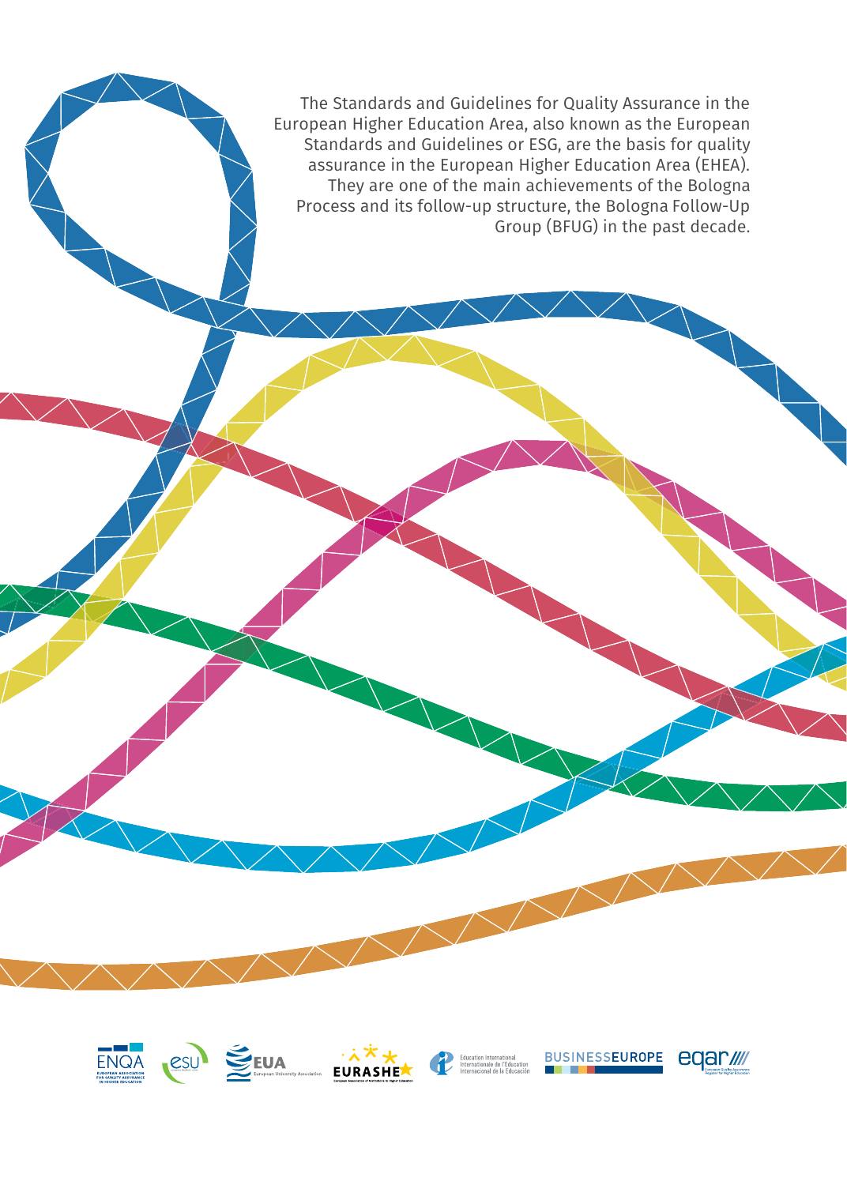The Standards and Guidelines for Quality Assurance in the European Higher Education Area, also known as the European Standards and Guidelines or ESG, are the basis for quality assurance in the European Higher Education Area (EHEA). They are one of the main achievements of the Bologna Process and its follow-up structure, the Bologna Follow-Up Group (BFUG) in the past decade.

ENQA European Association for Quality Assurance in Higher Education

ESU

EUA European University Association

EURASHE European Association of Institutions in Higher Education

Education International
Internationale de l'Education
Internacional de la Educación

BUSINESSEUROPE

EQAR European Quality Assurance Register for Higher Education